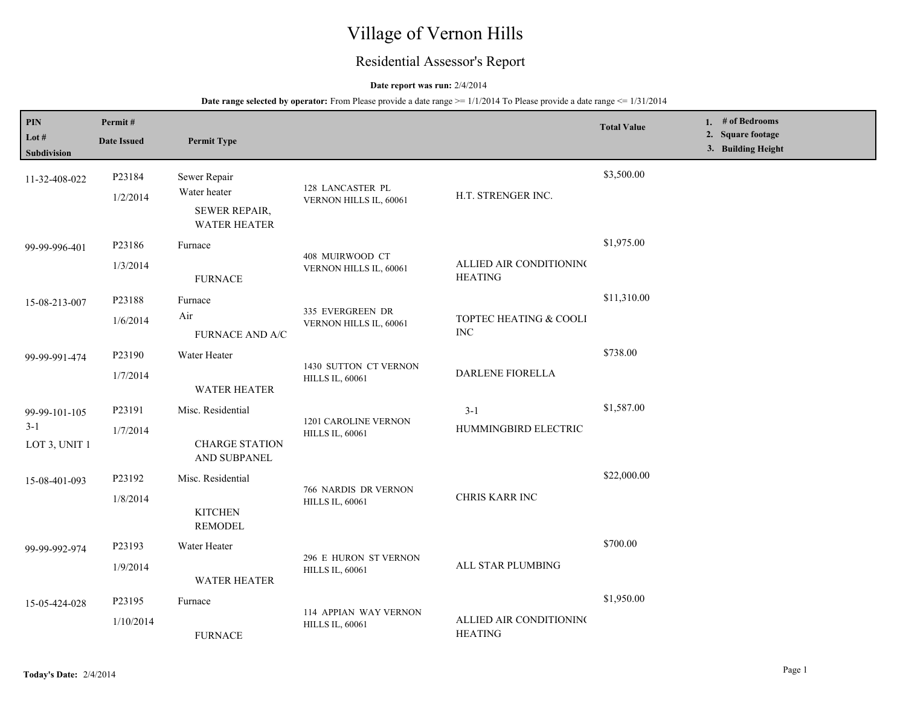# Village of Vernon Hills

## Residential Assessor's Report

**Date report was run:** 2/4/2014

**Date range selected by operator:** From Please provide a date range >= 1/1/2014 To Please provide a date range <= 1/31/2014

| PIN / Lot # / Subdivision | Permit # / Date Issued | Permit Type | | | Total Value | 1. # of Bedrooms 2. Square footage 3. Building Height |
|---|---|---|---|---|---|---|
| 11-32-408-022 | P23184 1/2/2014 | Sewer Repair Water heater SEWER REPAIR, WATER HEATER | 128 LANCASTER PL VERNON HILLS IL, 60061 | H.T. STRENGER INC. | $3,500.00 | |
| 99-99-996-401 | P23186 1/3/2014 | Furnace FURNACE | 408 MUIRWOOD CT VERNON HILLS IL, 60061 | ALLIED AIR CONDITIONIN( HEATING | $1,975.00 | |
| 15-08-213-007 | P23188 1/6/2014 | Furnace Air FURNACE AND A/C | 335 EVERGREEN DR VERNON HILLS IL, 60061 | TOPTEC HEATING & COOLI INC | $11,310.00 | |
| 99-99-991-474 | P23190 1/7/2014 | Water Heater WATER HEATER | 1430 SUTTON CT VERNON HILLS IL, 60061 | DARLENE FIORELLA | $738.00 | |
| 99-99-101-105 3-1 LOT 3, UNIT 1 | P23191 1/7/2014 | Misc. Residential CHARGE STATION AND SUBPANEL | 1201 CAROLINE VERNON HILLS IL, 60061 | 3-1 HUMMINGBIRD ELECTRIC | $1,587.00 | |
| 15-08-401-093 | P23192 1/8/2014 | Misc. Residential KITCHEN REMODEL | 766 NARDIS DR VERNON HILLS IL, 60061 | CHRIS KARR INC | $22,000.00 | |
| 99-99-992-974 | P23193 1/9/2014 | Water Heater WATER HEATER | 296 E HURON ST VERNON HILLS IL, 60061 | ALL STAR PLUMBING | $700.00 | |
| 15-05-424-028 | P23195 1/10/2014 | Furnace FURNACE | 114 APPIAN WAY VERNON HILLS IL, 60061 | ALLIED AIR CONDITIONIN( HEATING | $1,950.00 | |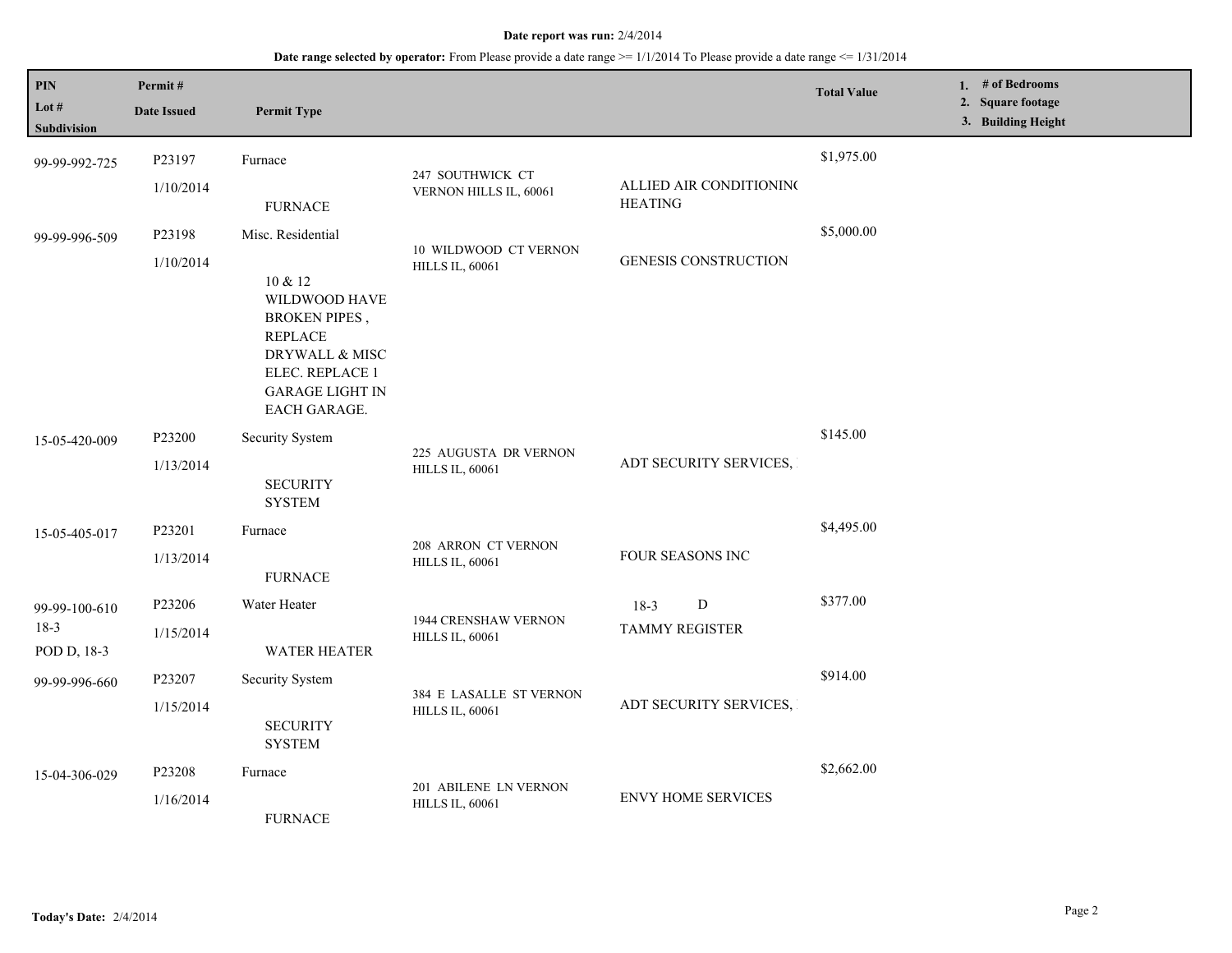**Date report was run:** 2/4/2014

**Date range selected by operator:** From Please provide a date range >= 1/1/2014 To Please provide a date range <= 1/31/2014

| PIN<br>Lot #<br>Subdivision | Permit #<br>Date Issued | Permit Type | | | Total Value | 1. # of Bedrooms<br>2. Square footage<br>3. Building Height |
|---|---|---|---|---|---|---|
| 99-99-992-725 | P23197<br>1/10/2014 | Furnace<br><br>FURNACE | 247 SOUTHWICK CT VERNON HILLS IL, 60061 | ALLIED AIR CONDITIONINC HEATING | $1,975.00 | |
| 99-99-996-509 | P23198<br>1/10/2014 | Misc. Residential<br><br>10 & 12 WILDWOOD HAVE BROKEN PIPES , REPLACE DRYWALL & MISC ELEC. REPLACE 1 GARAGE LIGHT IN EACH GARAGE. | 10 WILDWOOD CT VERNON HILLS IL, 60061 | GENESIS CONSTRUCTION | $5,000.00 | |
| 15-05-420-009 | P23200<br>1/13/2014 | Security System<br><br>SECURITY SYSTEM | 225 AUGUSTA DR VERNON HILLS IL, 60061 | ADT SECURITY SERVICES, | $145.00 | |
| 15-05-405-017 | P23201<br>1/13/2014 | Furnace<br><br>FURNACE | 208 ARRON CT VERNON HILLS IL, 60061 | FOUR SEASONS INC | $4,495.00 | |
| 99-99-100-610<br>18-3<br>POD D, 18-3 | P23206<br>1/15/2014 | Water Heater<br><br>WATER HEATER | 1944 CRENSHAW VERNON HILLS IL, 60061 | 18-3 D<br>TAMMY REGISTER | $377.00 | |
| 99-99-996-660 | P23207<br>1/15/2014 | Security System<br><br>SECURITY SYSTEM | 384 E LASALLE ST VERNON HILLS IL, 60061 | ADT SECURITY SERVICES, | $914.00 | |
| 15-04-306-029 | P23208<br>1/16/2014 | Furnace<br><br>FURNACE | 201 ABILENE LN VERNON HILLS IL, 60061 | ENVY HOME SERVICES | $2,662.00 | |

**Today's Date:** 2/4/2014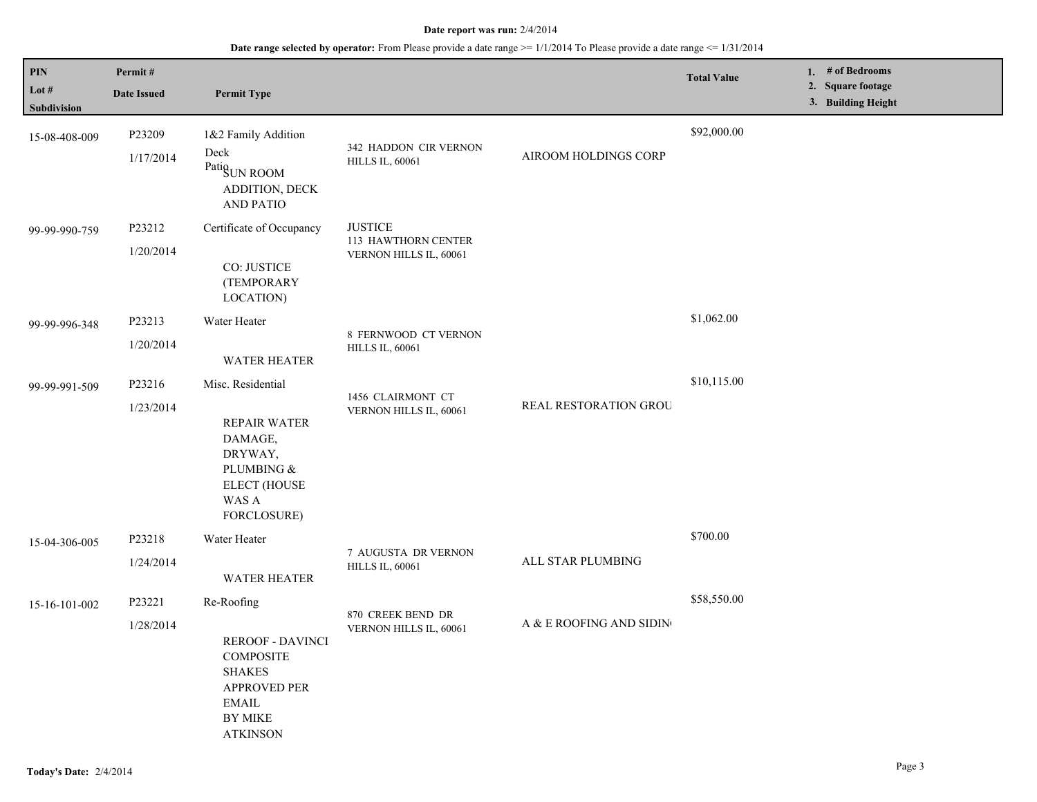**Date report was run:** 2/4/2014

**Date range selected by operator:** From Please provide a date range >= 1/1/2014 To Please provide a date range <= 1/31/2014

| PIN<br>Lot #<br>Subdivision | Permit #<br>Date Issued | Permit Type | | | Total Value | 1. # of Bedrooms<br>2. Square footage<br>3. Building Height |
|---|---|---|---|---|---|---|
| 15-08-408-009 | P23209<br>1/17/2014 | 1&2 Family Addition<br>Deck<br>Patio<br>SUN ROOM ADDITION, DECK AND PATIO | 342 HADDON CIR VERNON HILLS IL, 60061 | AIROOM HOLDINGS CORP | $92,000.00 | |
| 99-99-990-759 | P23212<br>1/20/2014 | Certificate of Occupancy<br>CO: JUSTICE (TEMPORARY LOCATION) | JUSTICE<br>113 HAWTHORN CENTER VERNON HILLS IL, 60061 | | | |
| 99-99-996-348 | P23213<br>1/20/2014 | Water Heater<br>WATER HEATER | 8 FERNWOOD CT VERNON HILLS IL, 60061 | | $1,062.00 | |
| 99-99-991-509 | P23216<br>1/23/2014 | Misc. Residential<br>REPAIR WATER DAMAGE, DRYWAY, PLUMBING & ELECT (HOUSE WAS A FORCLOSURE) | 1456 CLAIRMONT CT VERNON HILLS IL, 60061 | REAL RESTORATION GROU | $10,115.00 | |
| 15-04-306-005 | P23218<br>1/24/2014 | Water Heater<br>WATER HEATER | 7 AUGUSTA DR VERNON HILLS IL, 60061 | ALL STAR PLUMBING | $700.00 | |
| 15-16-101-002 | P23221<br>1/28/2014 | Re-Roofing<br>REROOF - DAVINCI COMPOSITE SHAKES APPROVED PER EMAIL BY MIKE ATKINSON | 870 CREEK BEND DR VERNON HILLS IL, 60061 | A & E ROOFING AND SIDIN | $58,550.00 | |

**Today's Date:** 2/4/2014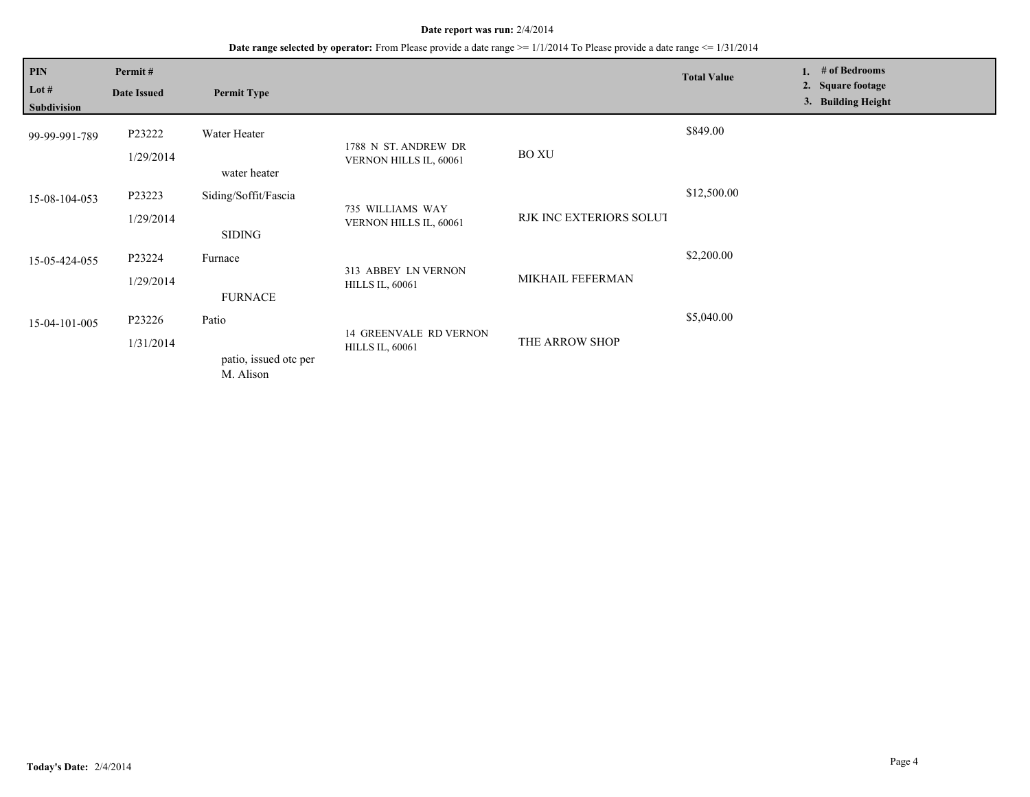**Date report was run:** 2/4/2014

**Date range selected by operator:** From Please provide a date range >= 1/1/2014 To Please provide a date range <= 1/31/2014

| PIN<br>Lot #<br>Subdivision | Permit #<br>Date Issued | Permit Type | | | Total Value | 1. # of Bedrooms<br>2. Square footage<br>3. Building Height |
|---|---|---|---|---|---|---|
| 99-99-991-789 | P23222<br>1/29/2014 | Water Heater<br>water heater | 1788 N ST. ANDREW DR VERNON HILLS IL, 60061 | BO XU | $849.00 | |
| 15-08-104-053 | P23223<br>1/29/2014 | Siding/Soffit/Fascia<br>SIDING | 735 WILLIAMS WAY VERNON HILLS IL, 60061 | RJK INC EXTERIORS SOLUT | $12,500.00 | |
| 15-05-424-055 | P23224<br>1/29/2014 | Furnace<br>FURNACE | 313 ABBEY LN VERNON HILLS IL, 60061 | MIKHAIL FEFERMAN | $2,200.00 | |
| 15-04-101-005 | P23226<br>1/31/2014 | Patio<br>patio, issued otc per M. Alison | 14 GREENVALE RD VERNON HILLS IL, 60061 | THE ARROW SHOP | $5,040.00 | |

**Today's Date:** 2/4/2014